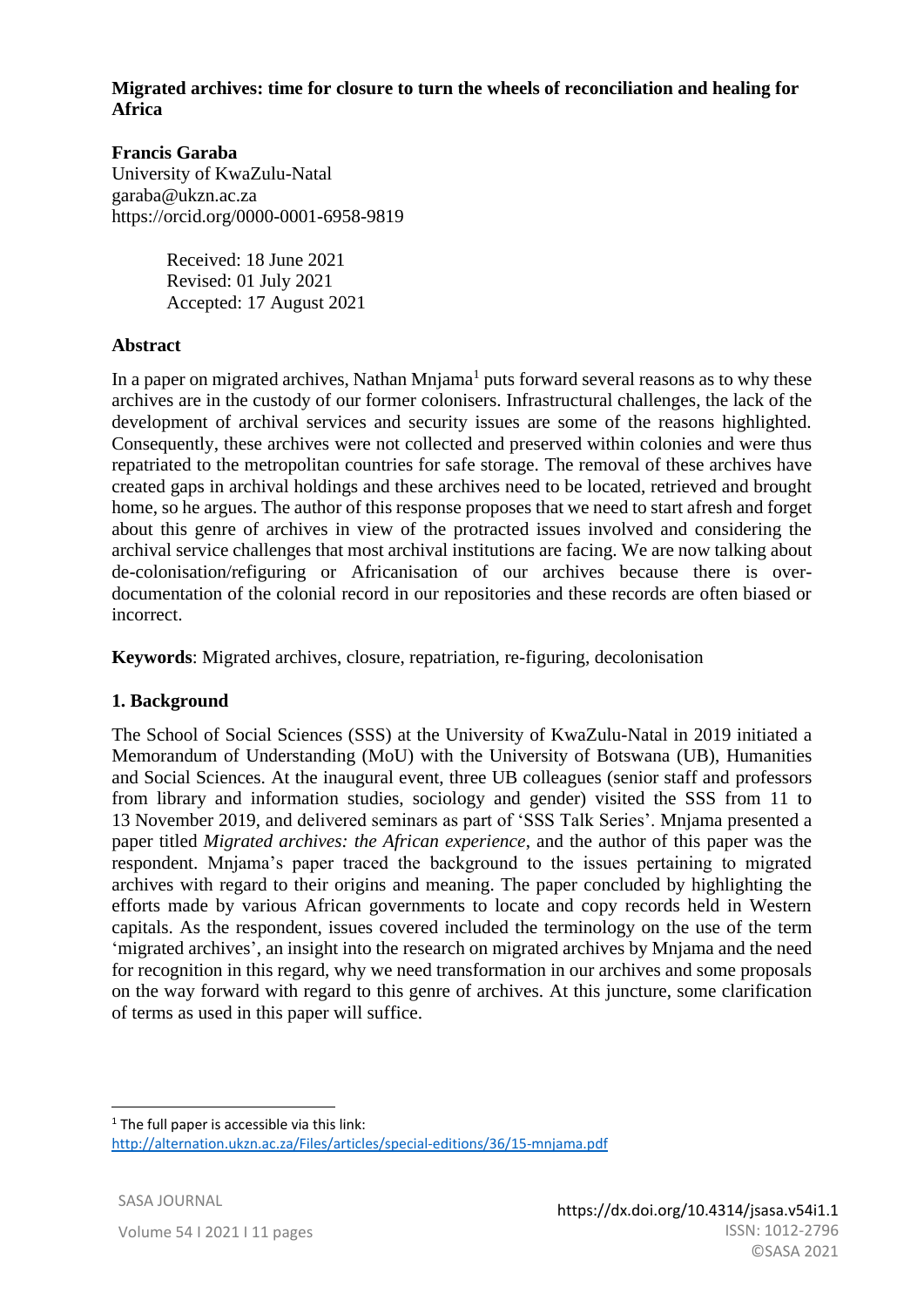# Migrated archives: time for closure to turn the wheels of reconciliation and healing for Africa

**Francis Garaba**
University of KwaZulu-Natal
garaba@ukzn.ac.za
https://orcid.org/0000-0001-6958-9819

Received: 18 June 2021
Revised: 01 July 2021
Accepted: 17 August 2021

## Abstract

In a paper on migrated archives, Nathan Mnjama[1] puts forward several reasons as to why these archives are in the custody of our former colonisers. Infrastructural challenges, the lack of the development of archival services and security issues are some of the reasons highlighted. Consequently, these archives were not collected and preserved within colonies and were thus repatriated to the metropolitan countries for safe storage. The removal of these archives have created gaps in archival holdings and these archives need to be located, retrieved and brought home, so he argues. The author of this response proposes that we need to start afresh and forget about this genre of archives in view of the protracted issues involved and considering the archival service challenges that most archival institutions are facing. We are now talking about de-colonisation/refiguring or Africanisation of our archives because there is over-documentation of the colonial record in our repositories and these records are often biased or incorrect.

**Keywords**: Migrated archives, closure, repatriation, re-figuring, decolonisation

## 1. Background

The School of Social Sciences (SSS) at the University of KwaZulu-Natal in 2019 initiated a Memorandum of Understanding (MoU) with the University of Botswana (UB), Humanities and Social Sciences. At the inaugural event, three UB colleagues (senior staff and professors from library and information studies, sociology and gender) visited the SSS from 11 to 13 November 2019, and delivered seminars as part of 'SSS Talk Series'. Mnjama presented a paper titled *Migrated archives: the African experience*, and the author of this paper was the respondent. Mnjama's paper traced the background to the issues pertaining to migrated archives with regard to their origins and meaning. The paper concluded by highlighting the efforts made by various African governments to locate and copy records held in Western capitals. As the respondent, issues covered included the terminology on the use of the term 'migrated archives', an insight into the research on migrated archives by Mnjama and the need for recognition in this regard, why we need transformation in our archives and some proposals on the way forward with regard to this genre of archives. At this juncture, some clarification of terms as used in this paper will suffice.

[1] The full paper is accessible via this link: http://alternation.ukzn.ac.za/Files/articles/special-editions/36/15-mnjama.pdf

https://dx.doi.org/10.4314/jsasa.v54i1.1
ISSN: 1012-2796
©SASA 2021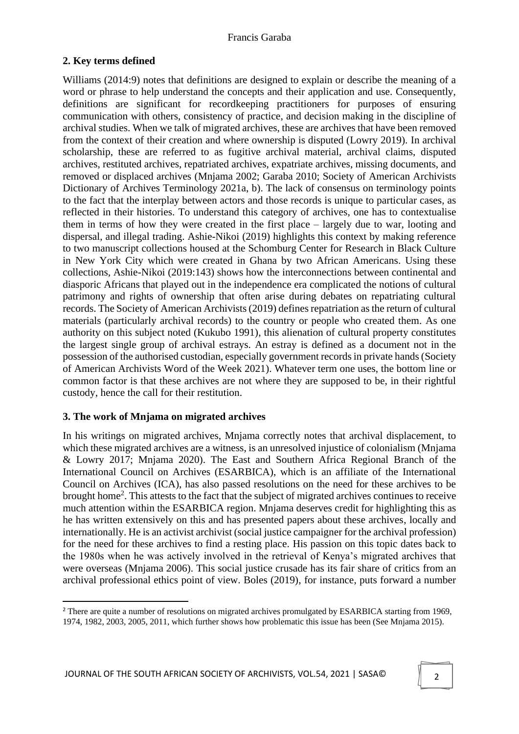## 2. Key terms defined

Williams (2014:9) notes that definitions are designed to explain or describe the meaning of a word or phrase to help understand the concepts and their application and use. Consequently, definitions are significant for recordkeeping practitioners for purposes of ensuring communication with others, consistency of practice, and decision making in the discipline of archival studies. When we talk of migrated archives, these are archives that have been removed from the context of their creation and where ownership is disputed (Lowry 2019). In archival scholarship, these are referred to as fugitive archival material, archival claims, disputed archives, restituted archives, repatriated archives, expatriate archives, missing documents, and removed or displaced archives (Mnjama 2002; Garaba 2010; Society of American Archivists Dictionary of Archives Terminology 2021a, b). The lack of consensus on terminology points to the fact that the interplay between actors and those records is unique to particular cases, as reflected in their histories. To understand this category of archives, one has to contextualise them in terms of how they were created in the first place – largely due to war, looting and dispersal, and illegal trading. Ashie-Nikoi (2019) highlights this context by making reference to two manuscript collections housed at the Schomburg Center for Research in Black Culture in New York City which were created in Ghana by two African Americans. Using these collections, Ashie-Nikoi (2019:143) shows how the interconnections between continental and diasporic Africans that played out in the independence era complicated the notions of cultural patrimony and rights of ownership that often arise during debates on repatriating cultural records. The Society of American Archivists (2019) defines repatriation as the return of cultural materials (particularly archival records) to the country or people who created them. As one authority on this subject noted (Kukubo 1991), this alienation of cultural property constitutes the largest single group of archival estrays. An estray is defined as a document not in the possession of the authorised custodian, especially government records in private hands (Society of American Archivists Word of the Week 2021). Whatever term one uses, the bottom line or common factor is that these archives are not where they are supposed to be, in their rightful custody, hence the call for their restitution.

## 3. The work of Mnjama on migrated archives

In his writings on migrated archives, Mnjama correctly notes that archival displacement, to which these migrated archives are a witness, is an unresolved injustice of colonialism (Mnjama & Lowry 2017; Mnjama 2020). The East and Southern Africa Regional Branch of the International Council on Archives (ESARBICA), which is an affiliate of the International Council on Archives (ICA), has also passed resolutions on the need for these archives to be brought home[2]. This attests to the fact that the subject of migrated archives continues to receive much attention within the ESARBICA region. Mnjama deserves credit for highlighting this as he has written extensively on this and has presented papers about these archives, locally and internationally. He is an activist archivist (social justice campaigner for the archival profession) for the need for these archives to find a resting place. His passion on this topic dates back to the 1980s when he was actively involved in the retrieval of Kenya's migrated archives that were overseas (Mnjama 2006). This social justice crusade has its fair share of critics from an archival professional ethics point of view. Boles (2019), for instance, puts forward a number

[2] There are quite a number of resolutions on migrated archives promulgated by ESARBICA starting from 1969, 1974, 1982, 2003, 2005, 2011, which further shows how problematic this issue has been (See Mnjama 2015).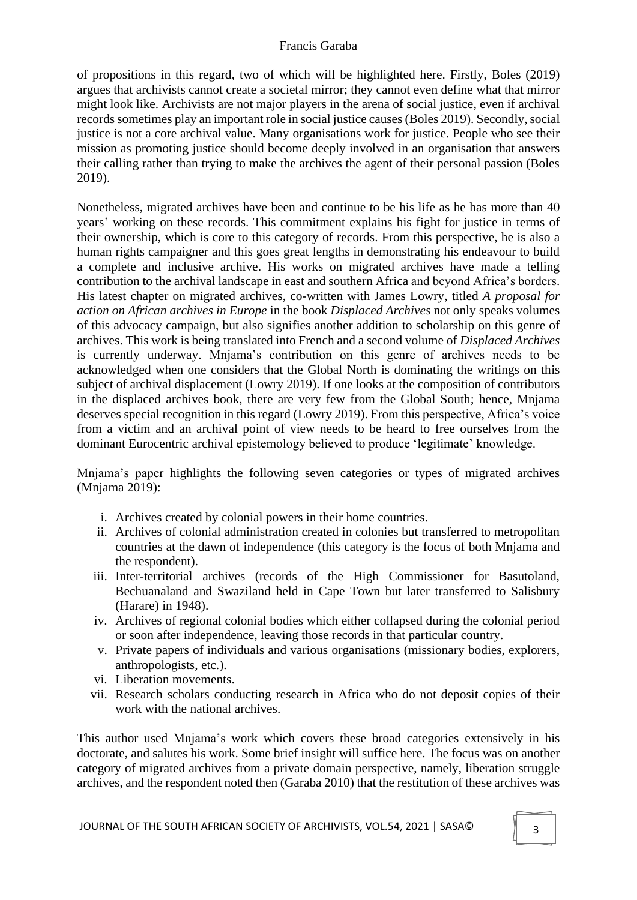of propositions in this regard, two of which will be highlighted here. Firstly, Boles (2019) argues that archivists cannot create a societal mirror; they cannot even define what that mirror might look like. Archivists are not major players in the arena of social justice, even if archival records sometimes play an important role in social justice causes (Boles 2019). Secondly, social justice is not a core archival value. Many organisations work for justice. People who see their mission as promoting justice should become deeply involved in an organisation that answers their calling rather than trying to make the archives the agent of their personal passion (Boles 2019).

Nonetheless, migrated archives have been and continue to be his life as he has more than 40 years' working on these records. This commitment explains his fight for justice in terms of their ownership, which is core to this category of records. From this perspective, he is also a human rights campaigner and this goes great lengths in demonstrating his endeavour to build a complete and inclusive archive. His works on migrated archives have made a telling contribution to the archival landscape in east and southern Africa and beyond Africa's borders. His latest chapter on migrated archives, co-written with James Lowry, titled *A proposal for action on African archives in Europe* in the book *Displaced Archives* not only speaks volumes of this advocacy campaign, but also signifies another addition to scholarship on this genre of archives. This work is being translated into French and a second volume of *Displaced Archives* is currently underway. Mnjama's contribution on this genre of archives needs to be acknowledged when one considers that the Global North is dominating the writings on this subject of archival displacement (Lowry 2019). If one looks at the composition of contributors in the displaced archives book, there are very few from the Global South; hence, Mnjama deserves special recognition in this regard (Lowry 2019). From this perspective, Africa's voice from a victim and an archival point of view needs to be heard to free ourselves from the dominant Eurocentric archival epistemology believed to produce 'legitimate' knowledge.

Mnjama's paper highlights the following seven categories or types of migrated archives (Mnjama 2019):

i. Archives created by colonial powers in their home countries.
ii. Archives of colonial administration created in colonies but transferred to metropolitan countries at the dawn of independence (this category is the focus of both Mnjama and the respondent).
iii. Inter-territorial archives (records of the High Commissioner for Basutoland, Bechuanaland and Swaziland held in Cape Town but later transferred to Salisbury (Harare) in 1948).
iv. Archives of regional colonial bodies which either collapsed during the colonial period or soon after independence, leaving those records in that particular country.
v. Private papers of individuals and various organisations (missionary bodies, explorers, anthropologists, etc.).
vi. Liberation movements.
vii. Research scholars conducting research in Africa who do not deposit copies of their work with the national archives.

This author used Mnjama's work which covers these broad categories extensively in his doctorate, and salutes his work. Some brief insight will suffice here. The focus was on another category of migrated archives from a private domain perspective, namely, liberation struggle archives, and the respondent noted then (Garaba 2010) that the restitution of these archives was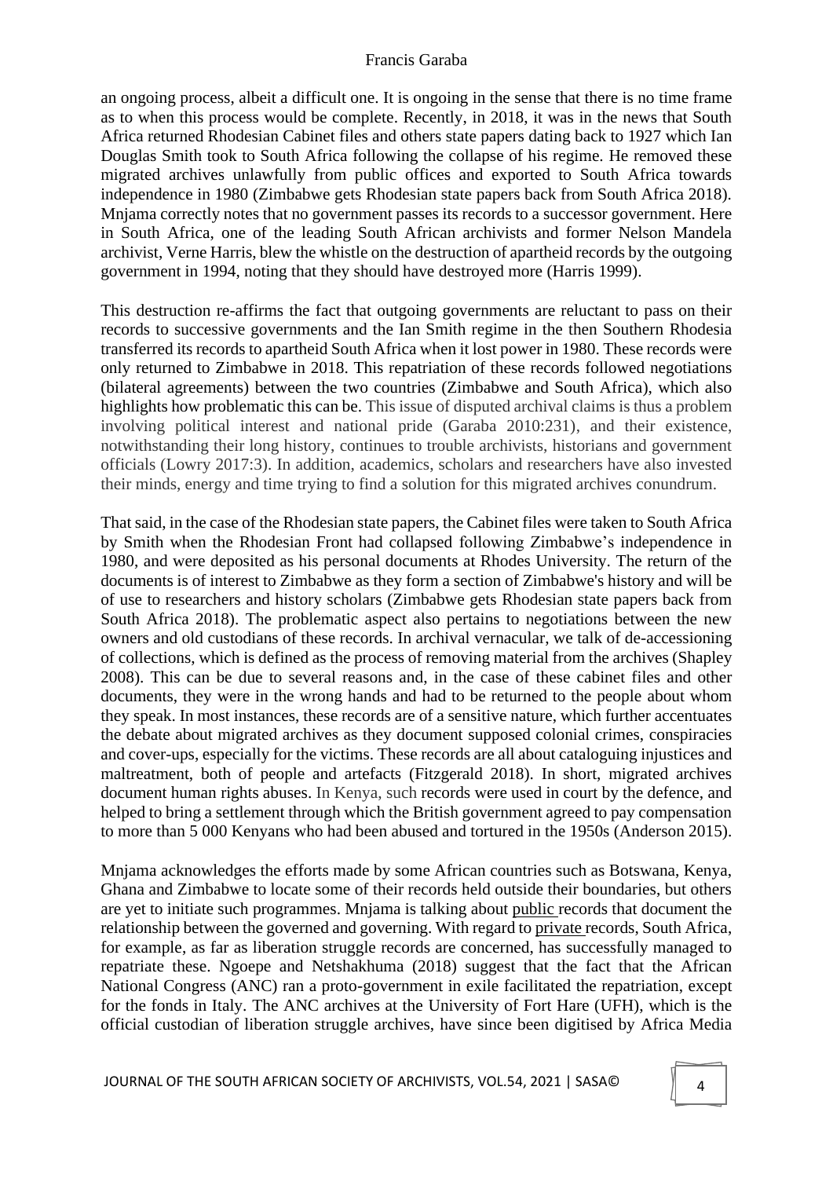an ongoing process, albeit a difficult one. It is ongoing in the sense that there is no time frame as to when this process would be complete. Recently, in 2018, it was in the news that South Africa returned Rhodesian Cabinet files and others state papers dating back to 1927 which Ian Douglas Smith took to South Africa following the collapse of his regime. He removed these migrated archives unlawfully from public offices and exported to South Africa towards independence in 1980 (Zimbabwe gets Rhodesian state papers back from South Africa 2018). Mnjama correctly notes that no government passes its records to a successor government. Here in South Africa, one of the leading South African archivists and former Nelson Mandela archivist, Verne Harris, blew the whistle on the destruction of apartheid records by the outgoing government in 1994, noting that they should have destroyed more (Harris 1999).

This destruction re-affirms the fact that outgoing governments are reluctant to pass on their records to successive governments and the Ian Smith regime in the then Southern Rhodesia transferred its records to apartheid South Africa when it lost power in 1980. These records were only returned to Zimbabwe in 2018. This repatriation of these records followed negotiations (bilateral agreements) between the two countries (Zimbabwe and South Africa), which also highlights how problematic this can be. This issue of disputed archival claims is thus a problem involving political interest and national pride (Garaba 2010:231), and their existence, notwithstanding their long history, continues to trouble archivists, historians and government officials (Lowry 2017:3). In addition, academics, scholars and researchers have also invested their minds, energy and time trying to find a solution for this migrated archives conundrum.

That said, in the case of the Rhodesian state papers, the Cabinet files were taken to South Africa by Smith when the Rhodesian Front had collapsed following Zimbabwe's independence in 1980, and were deposited as his personal documents at Rhodes University. The return of the documents is of interest to Zimbabwe as they form a section of Zimbabwe's history and will be of use to researchers and history scholars (Zimbabwe gets Rhodesian state papers back from South Africa 2018). The problematic aspect also pertains to negotiations between the new owners and old custodians of these records. In archival vernacular, we talk of de-accessioning of collections, which is defined as the process of removing material from the archives (Shapley 2008). This can be due to several reasons and, in the case of these cabinet files and other documents, they were in the wrong hands and had to be returned to the people about whom they speak. In most instances, these records are of a sensitive nature, which further accentuates the debate about migrated archives as they document supposed colonial crimes, conspiracies and cover-ups, especially for the victims. These records are all about cataloguing injustices and maltreatment, both of people and artefacts (Fitzgerald 2018). In short, migrated archives document human rights abuses. In Kenya, such records were used in court by the defence, and helped to bring a settlement through which the British government agreed to pay compensation to more than 5 000 Kenyans who had been abused and tortured in the 1950s (Anderson 2015).

Mnjama acknowledges the efforts made by some African countries such as Botswana, Kenya, Ghana and Zimbabwe to locate some of their records held outside their boundaries, but others are yet to initiate such programmes. Mnjama is talking about public records that document the relationship between the governed and governing. With regard to private records, South Africa, for example, as far as liberation struggle records are concerned, has successfully managed to repatriate these. Ngoepe and Netshakhuma (2018) suggest that the fact that the African National Congress (ANC) ran a proto-government in exile facilitated the repatriation, except for the fonds in Italy. The ANC archives at the University of Fort Hare (UFH), which is the official custodian of liberation struggle archives, have since been digitised by Africa Media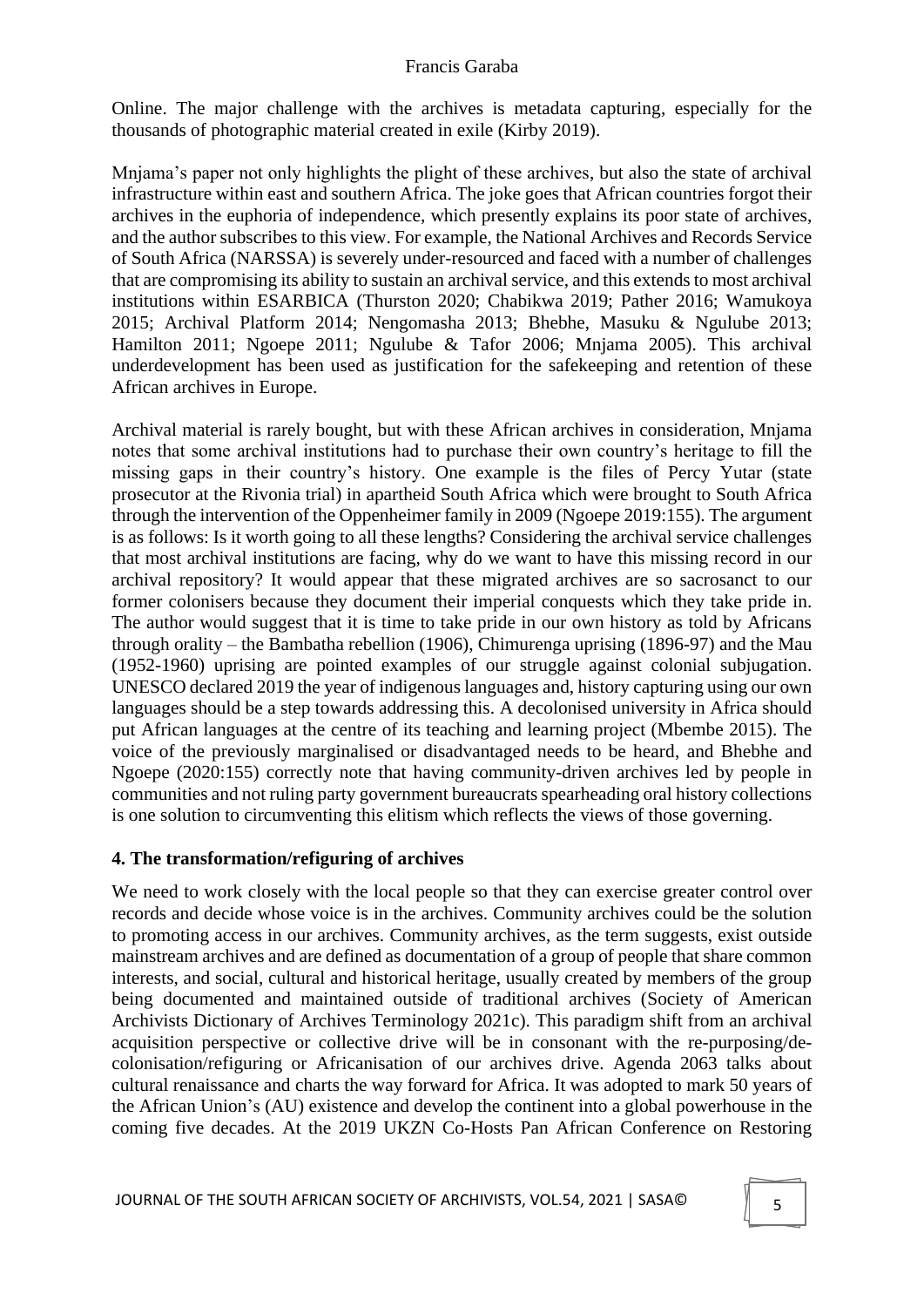Online. The major challenge with the archives is metadata capturing, especially for the thousands of photographic material created in exile (Kirby 2019).

Mnjama's paper not only highlights the plight of these archives, but also the state of archival infrastructure within east and southern Africa. The joke goes that African countries forgot their archives in the euphoria of independence, which presently explains its poor state of archives, and the author subscribes to this view. For example, the National Archives and Records Service of South Africa (NARSSA) is severely under-resourced and faced with a number of challenges that are compromising its ability to sustain an archival service, and this extends to most archival institutions within ESARBICA (Thurston 2020; Chabikwa 2019; Pather 2016; Wamukoya 2015; Archival Platform 2014; Nengomasha 2013; Bhebhe, Masuku & Ngulube 2013; Hamilton 2011; Ngoepe 2011; Ngulube & Tafor 2006; Mnjama 2005). This archival underdevelopment has been used as justification for the safekeeping and retention of these African archives in Europe.

Archival material is rarely bought, but with these African archives in consideration, Mnjama notes that some archival institutions had to purchase their own country's heritage to fill the missing gaps in their country's history. One example is the files of Percy Yutar (state prosecutor at the Rivonia trial) in apartheid South Africa which were brought to South Africa through the intervention of the Oppenheimer family in 2009 (Ngoepe 2019:155). The argument is as follows: Is it worth going to all these lengths? Considering the archival service challenges that most archival institutions are facing, why do we want to have this missing record in our archival repository? It would appear that these migrated archives are so sacrosanct to our former colonisers because they document their imperial conquests which they take pride in. The author would suggest that it is time to take pride in our own history as told by Africans through orality – the Bambatha rebellion (1906), Chimurenga uprising (1896-97) and the Mau (1952-1960) uprising are pointed examples of our struggle against colonial subjugation. UNESCO declared 2019 the year of indigenous languages and, history capturing using our own languages should be a step towards addressing this. A decolonised university in Africa should put African languages at the centre of its teaching and learning project (Mbembe 2015). The voice of the previously marginalised or disadvantaged needs to be heard, and Bhebhe and Ngoepe (2020:155) correctly note that having community-driven archives led by people in communities and not ruling party government bureaucrats spearheading oral history collections is one solution to circumventing this elitism which reflects the views of those governing.

## 4. The transformation/refiguring of archives

We need to work closely with the local people so that they can exercise greater control over records and decide whose voice is in the archives. Community archives could be the solution to promoting access in our archives. Community archives, as the term suggests, exist outside mainstream archives and are defined as documentation of a group of people that share common interests, and social, cultural and historical heritage, usually created by members of the group being documented and maintained outside of traditional archives (Society of American Archivists Dictionary of Archives Terminology 2021c). This paradigm shift from an archival acquisition perspective or collective drive will be in consonant with the re-purposing/de-colonisation/refiguring or Africanisation of our archives drive. Agenda 2063 talks about cultural renaissance and charts the way forward for Africa. It was adopted to mark 50 years of the African Union's (AU) existence and develop the continent into a global powerhouse in the coming five decades. At the 2019 UKZN Co-Hosts Pan African Conference on Restoring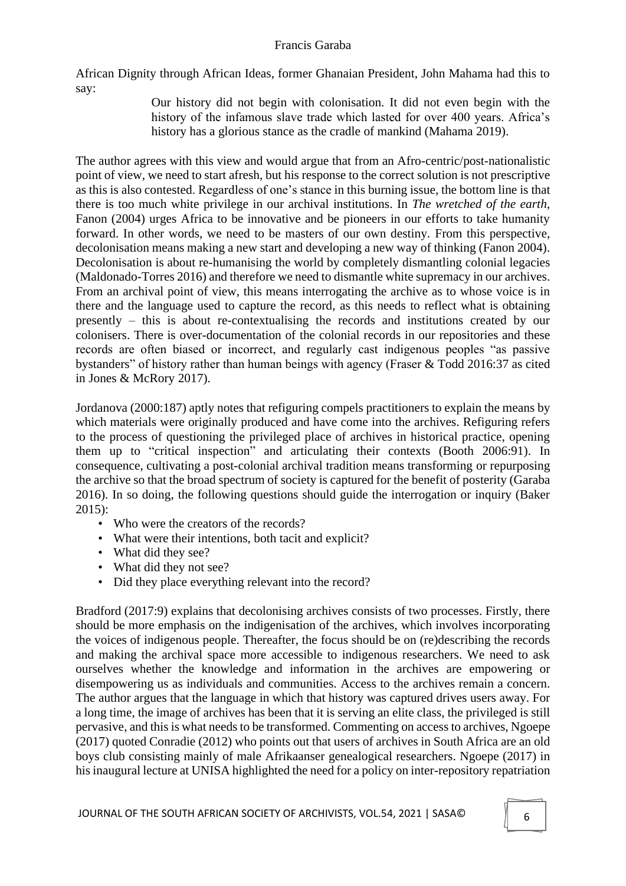African Dignity through African Ideas, former Ghanaian President, John Mahama had this to say:

> Our history did not begin with colonisation. It did not even begin with the history of the infamous slave trade which lasted for over 400 years. Africa's history has a glorious stance as the cradle of mankind (Mahama 2019).

The author agrees with this view and would argue that from an Afro-centric/post-nationalistic point of view, we need to start afresh, but his response to the correct solution is not prescriptive as this is also contested. Regardless of one's stance in this burning issue, the bottom line is that there is too much white privilege in our archival institutions. In *The wretched of the earth,* Fanon (2004) urges Africa to be innovative and be pioneers in our efforts to take humanity forward. In other words, we need to be masters of our own destiny. From this perspective, decolonisation means making a new start and developing a new way of thinking (Fanon 2004). Decolonisation is about re-humanising the world by completely dismantling colonial legacies (Maldonado-Torres 2016) and therefore we need to dismantle white supremacy in our archives. From an archival point of view, this means interrogating the archive as to whose voice is in there and the language used to capture the record, as this needs to reflect what is obtaining presently – this is about re-contextualising the records and institutions created by our colonisers. There is over-documentation of the colonial records in our repositories and these records are often biased or incorrect, and regularly cast indigenous peoples "as passive bystanders" of history rather than human beings with agency (Fraser & Todd 2016:37 as cited in Jones & McRory 2017).

Jordanova (2000:187) aptly notes that refiguring compels practitioners to explain the means by which materials were originally produced and have come into the archives. Refiguring refers to the process of questioning the privileged place of archives in historical practice, opening them up to "critical inspection" and articulating their contexts (Booth 2006:91). In consequence, cultivating a post-colonial archival tradition means transforming or repurposing the archive so that the broad spectrum of society is captured for the benefit of posterity (Garaba 2016). In so doing, the following questions should guide the interrogation or inquiry (Baker 2015):

- Who were the creators of the records?
- What were their intentions, both tacit and explicit?
- What did they see?
- What did they not see?
- Did they place everything relevant into the record?

Bradford (2017:9) explains that decolonising archives consists of two processes. Firstly, there should be more emphasis on the indigenisation of the archives, which involves incorporating the voices of indigenous people. Thereafter, the focus should be on (re)describing the records and making the archival space more accessible to indigenous researchers. We need to ask ourselves whether the knowledge and information in the archives are empowering or disempowering us as individuals and communities. Access to the archives remain a concern. The author argues that the language in which that history was captured drives users away. For a long time, the image of archives has been that it is serving an elite class, the privileged is still pervasive, and this is what needs to be transformed. Commenting on access to archives, Ngoepe (2017) quoted Conradie (2012) who points out that users of archives in South Africa are an old boys club consisting mainly of male Afrikaanser genealogical researchers. Ngoepe (2017) in his inaugural lecture at UNISA highlighted the need for a policy on inter-repository repatriation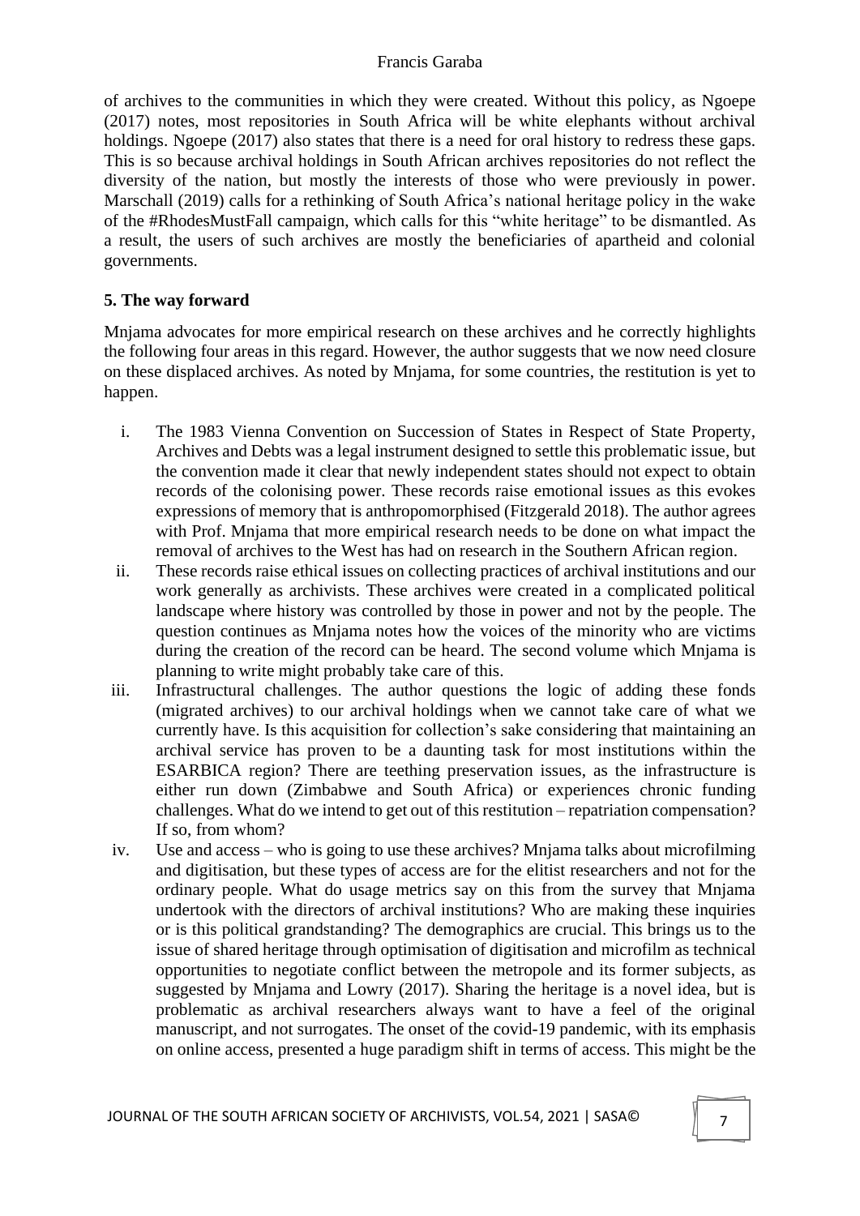of archives to the communities in which they were created. Without this policy, as Ngoepe (2017) notes, most repositories in South Africa will be white elephants without archival holdings. Ngoepe (2017) also states that there is a need for oral history to redress these gaps. This is so because archival holdings in South African archives repositories do not reflect the diversity of the nation, but mostly the interests of those who were previously in power. Marschall (2019) calls for a rethinking of South Africa's national heritage policy in the wake of the #RhodesMustFall campaign, which calls for this "white heritage" to be dismantled. As a result, the users of such archives are mostly the beneficiaries of apartheid and colonial governments.

## 5. The way forward

Mnjama advocates for more empirical research on these archives and he correctly highlights the following four areas in this regard. However, the author suggests that we now need closure on these displaced archives. As noted by Mnjama, for some countries, the restitution is yet to happen.

i. The 1983 Vienna Convention on Succession of States in Respect of State Property, Archives and Debts was a legal instrument designed to settle this problematic issue, but the convention made it clear that newly independent states should not expect to obtain records of the colonising power. These records raise emotional issues as this evokes expressions of memory that is anthropomorphised (Fitzgerald 2018). The author agrees with Prof. Mnjama that more empirical research needs to be done on what impact the removal of archives to the West has had on research in the Southern African region.
ii. These records raise ethical issues on collecting practices of archival institutions and our work generally as archivists. These archives were created in a complicated political landscape where history was controlled by those in power and not by the people. The question continues as Mnjama notes how the voices of the minority who are victims during the creation of the record can be heard. The second volume which Mnjama is planning to write might probably take care of this.
iii. Infrastructural challenges. The author questions the logic of adding these fonds (migrated archives) to our archival holdings when we cannot take care of what we currently have. Is this acquisition for collection's sake considering that maintaining an archival service has proven to be a daunting task for most institutions within the ESARBICA region? There are teething preservation issues, as the infrastructure is either run down (Zimbabwe and South Africa) or experiences chronic funding challenges. What do we intend to get out of this restitution – repatriation compensation? If so, from whom?
iv. Use and access – who is going to use these archives? Mnjama talks about microfilming and digitisation, but these types of access are for the elitist researchers and not for the ordinary people. What do usage metrics say on this from the survey that Mnjama undertook with the directors of archival institutions? Who are making these inquiries or is this political grandstanding? The demographics are crucial. This brings us to the issue of shared heritage through optimisation of digitisation and microfilm as technical opportunities to negotiate conflict between the metropole and its former subjects, as suggested by Mnjama and Lowry (2017). Sharing the heritage is a novel idea, but is problematic as archival researchers always want to have a feel of the original manuscript, and not surrogates. The onset of the covid-19 pandemic, with its emphasis on online access, presented a huge paradigm shift in terms of access. This might be the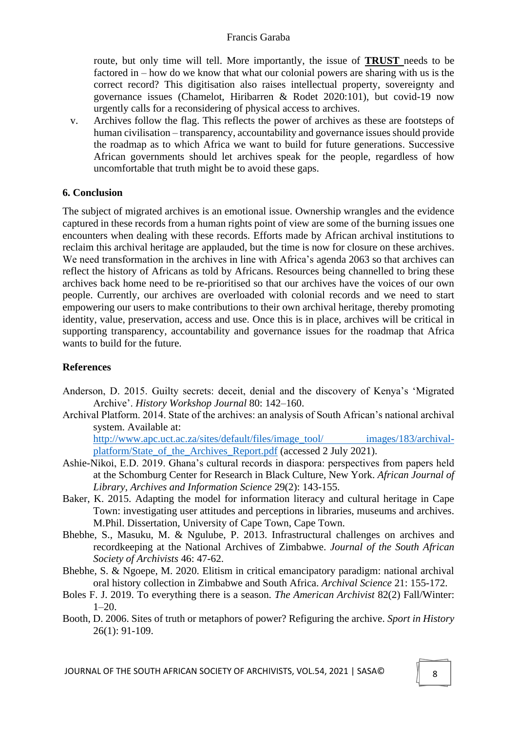route, but only time will tell. More importantly, the issue of **TRUST** needs to be factored in – how do we know that what our colonial powers are sharing with us is the correct record? This digitisation also raises intellectual property, sovereignty and governance issues (Chamelot, Hiribarren & Rodet 2020:101), but covid-19 now urgently calls for a reconsidering of physical access to archives.

v. Archives follow the flag. This reflects the power of archives as these are footsteps of human civilisation – transparency, accountability and governance issues should provide the roadmap as to which Africa we want to build for future generations. Successive African governments should let archives speak for the people, regardless of how uncomfortable that truth might be to avoid these gaps.

## 6. Conclusion

The subject of migrated archives is an emotional issue. Ownership wrangles and the evidence captured in these records from a human rights point of view are some of the burning issues one encounters when dealing with these records. Efforts made by African archival institutions to reclaim this archival heritage are applauded, but the time is now for closure on these archives. We need transformation in the archives in line with Africa's agenda 2063 so that archives can reflect the history of Africans as told by Africans. Resources being channelled to bring these archives back home need to be re-prioritised so that our archives have the voices of our own people. Currently, our archives are overloaded with colonial records and we need to start empowering our users to make contributions to their own archival heritage, thereby promoting identity, value, preservation, access and use. Once this is in place, archives will be critical in supporting transparency, accountability and governance issues for the roadmap that Africa wants to build for the future.

## References

Anderson, D. 2015. Guilty secrets: deceit, denial and the discovery of Kenya's 'Migrated Archive'. *History Workshop Journal* 80: 142–160.

Archival Platform. 2014. State of the archives: an analysis of South African's national archival system. Available at: http://www.apc.uct.ac.za/sites/default/files/image_tool/ images/183/archival-platform/State_of_the_Archives_Report.pdf (accessed 2 July 2021).

Ashie-Nikoi, E.D. 2019. Ghana's cultural records in diaspora: perspectives from papers held at the Schomburg Center for Research in Black Culture, New York. *African Journal of Library, Archives and Information Science* 29(2): 143-155.

Baker, K. 2015. Adapting the model for information literacy and cultural heritage in Cape Town: investigating user attitudes and perceptions in libraries, museums and archives. M.Phil. Dissertation, University of Cape Town, Cape Town.

Bhebhe, S., Masuku, M. & Ngulube, P. 2013. Infrastructural challenges on archives and recordkeeping at the National Archives of Zimbabwe. *Journal of the South African Society of Archivists* 46: 47-62.

Bhebhe, S. & Ngoepe, M. 2020. Elitism in critical emancipatory paradigm: national archival oral history collection in Zimbabwe and South Africa. *Archival Science* 21: 155-172.

Boles F. J. 2019. To everything there is a season. *The American Archivist* 82(2) Fall/Winter: 1–20.

Booth, D. 2006. Sites of truth or metaphors of power? Refiguring the archive. *Sport in History* 26(1): 91-109.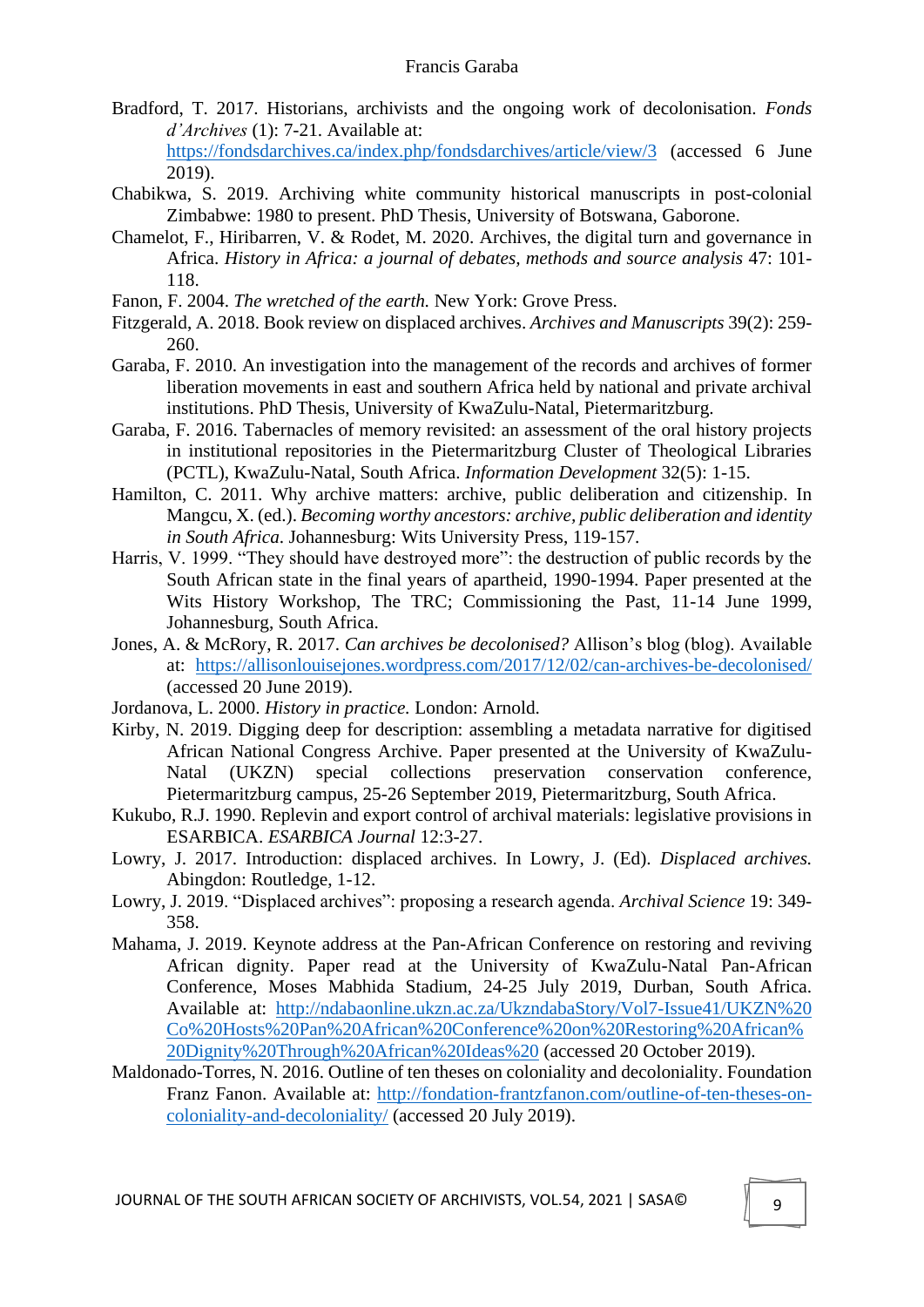Bradford, T. 2017. Historians, archivists and the ongoing work of decolonisation. *Fonds d'Archives* (1): 7-21. Available at: https://fondsdarchives.ca/index.php/fondsdarchives/article/view/3 (accessed 6 June 2019).

Chabikwa, S. 2019. Archiving white community historical manuscripts in post-colonial Zimbabwe: 1980 to present. PhD Thesis, University of Botswana, Gaborone.

Chamelot, F., Hiribarren, V. & Rodet, M. 2020. Archives, the digital turn and governance in Africa. *History in Africa: a journal of debates, methods and source analysis* 47: 101-118.

Fanon, F. 2004. *The wretched of the earth.* New York: Grove Press.

Fitzgerald, A. 2018. Book review on displaced archives. *Archives and Manuscripts* 39(2): 259-260.

Garaba, F. 2010. An investigation into the management of the records and archives of former liberation movements in east and southern Africa held by national and private archival institutions. PhD Thesis, University of KwaZulu-Natal, Pietermaritzburg.

Garaba, F. 2016. Tabernacles of memory revisited: an assessment of the oral history projects in institutional repositories in the Pietermaritzburg Cluster of Theological Libraries (PCTL), KwaZulu-Natal, South Africa. *Information Development* 32(5): 1-15.

Hamilton, C. 2011. Why archive matters: archive, public deliberation and citizenship. In Mangcu, X. (ed.). *Becoming worthy ancestors: archive, public deliberation and identity in South Africa.* Johannesburg: Wits University Press, 119-157.

Harris, V. 1999. "They should have destroyed more": the destruction of public records by the South African state in the final years of apartheid, 1990-1994. Paper presented at the Wits History Workshop, The TRC; Commissioning the Past, 11-14 June 1999, Johannesburg, South Africa.

Jones, A. & McRory, R. 2017. *Can archives be decolonised?* Allison's blog (blog). Available at: https://allisonlouisejones.wordpress.com/2017/12/02/can-archives-be-decolonised/ (accessed 20 June 2019).

Jordanova, L. 2000. *History in practice.* London: Arnold.

Kirby, N. 2019. Digging deep for description: assembling a metadata narrative for digitised African National Congress Archive. Paper presented at the University of KwaZulu-Natal (UKZN) special collections preservation conservation conference, Pietermaritzburg campus, 25-26 September 2019, Pietermaritzburg, South Africa.

Kukubo, R.J. 1990. Replevin and export control of archival materials: legislative provisions in ESARBICA. *ESARBICA Journal* 12:3-27.

Lowry, J. 2017. Introduction: displaced archives. In Lowry, J. (Ed). *Displaced archives.* Abingdon: Routledge, 1-12.

Lowry, J. 2019. "Displaced archives": proposing a research agenda. *Archival Science* 19: 349-358.

Mahama, J. 2019. Keynote address at the Pan-African Conference on restoring and reviving African dignity. Paper read at the University of KwaZulu-Natal Pan-African Conference, Moses Mabhida Stadium, 24-25 July 2019, Durban, South Africa. Available at: http://ndabaonline.ukzn.ac.za/UkzndabaStory/Vol7-Issue41/UKZN%20Co%20Hosts%20Pan%20African%20Conference%20on%20Restoring%20African%20Dignity%20Through%20African%20Ideas%20 (accessed 20 October 2019).

Maldonado-Torres, N. 2016. Outline of ten theses on coloniality and decoloniality. Foundation Franz Fanon. Available at: http://fondation-frantzfanon.com/outline-of-ten-theses-on-coloniality-and-decoloniality/ (accessed 20 July 2019).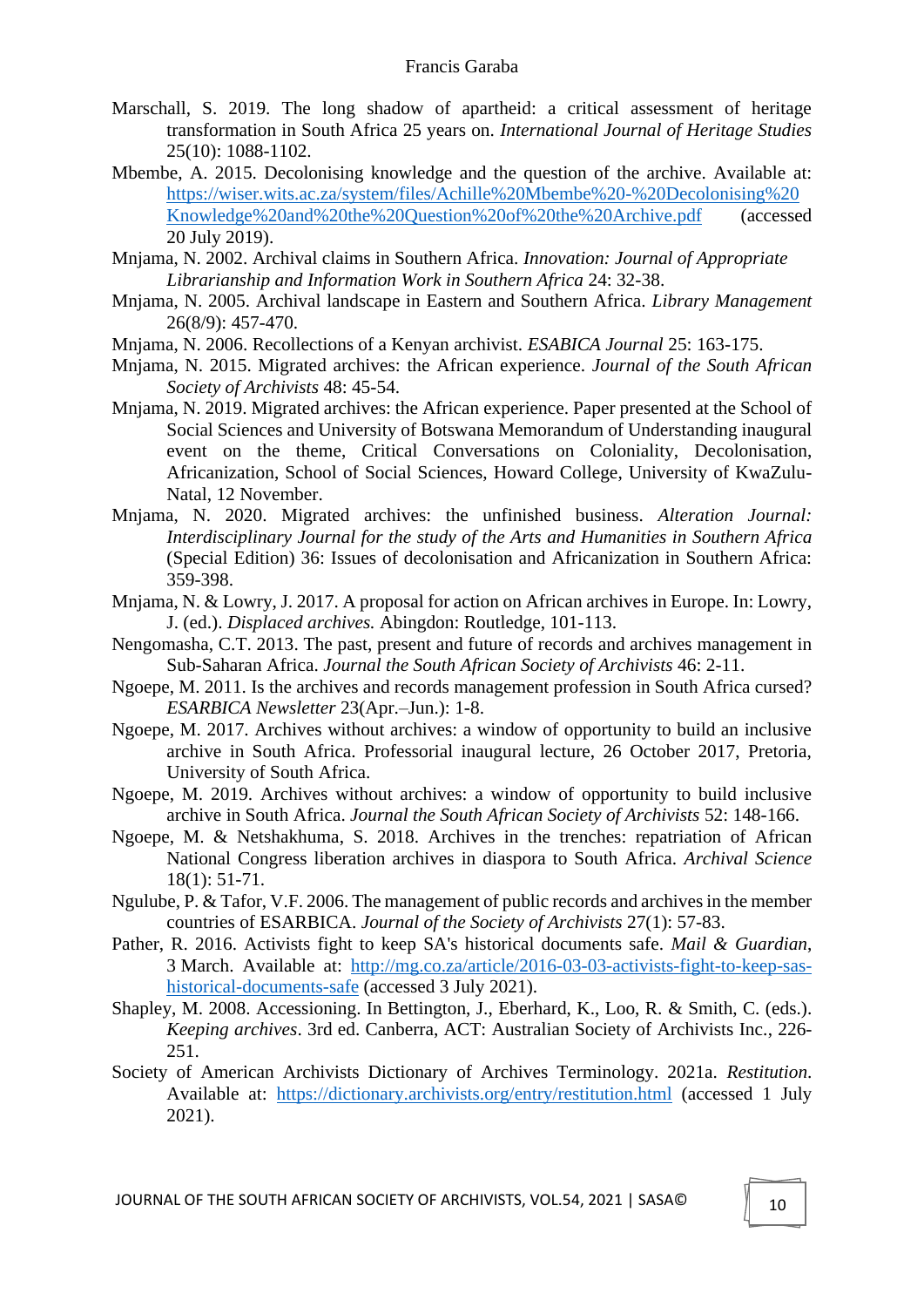Marschall, S. 2019. The long shadow of apartheid: a critical assessment of heritage transformation in South Africa 25 years on. *International Journal of Heritage Studies* 25(10): 1088-1102.

Mbembe, A. 2015. Decolonising knowledge and the question of the archive. Available at: https://wiser.wits.ac.za/system/files/Achille%20Mbembe%20-%20Decolonising%20Knowledge%20and%20the%20Question%20of%20the%20Archive.pdf (accessed 20 July 2019).

Mnjama, N. 2002. Archival claims in Southern Africa. *Innovation: Journal of Appropriate Librarianship and Information Work in Southern Africa* 24: 32-38.

Mnjama, N. 2005. Archival landscape in Eastern and Southern Africa. *Library Management* 26(8/9): 457-470.

Mnjama, N. 2006. Recollections of a Kenyan archivist. *ESABICA Journal* 25: 163-175.

Mnjama, N. 2015. Migrated archives: the African experience. *Journal of the South African Society of Archivists* 48: 45-54.

Mnjama, N. 2019. Migrated archives: the African experience. Paper presented at the School of Social Sciences and University of Botswana Memorandum of Understanding inaugural event on the theme, Critical Conversations on Coloniality, Decolonisation, Africanization, School of Social Sciences, Howard College, University of KwaZulu-Natal, 12 November.

Mnjama, N. 2020. Migrated archives: the unfinished business. *Alteration Journal: Interdisciplinary Journal for the study of the Arts and Humanities in Southern Africa* (Special Edition) 36: Issues of decolonisation and Africanization in Southern Africa: 359-398.

Mnjama, N. & Lowry, J. 2017. A proposal for action on African archives in Europe. In: Lowry, J. (ed.). *Displaced archives.* Abingdon: Routledge, 101-113.

Nengomasha, C.T. 2013. The past, present and future of records and archives management in Sub-Saharan Africa. *Journal the South African Society of Archivists* 46: 2-11.

Ngoepe, M. 2011. Is the archives and records management profession in South Africa cursed? *ESARBICA Newsletter* 23(Apr.–Jun.): 1-8.

Ngoepe, M. 2017. Archives without archives: a window of opportunity to build an inclusive archive in South Africa. Professorial inaugural lecture, 26 October 2017, Pretoria, University of South Africa.

Ngoepe, M. 2019. Archives without archives: a window of opportunity to build inclusive archive in South Africa. *Journal the South African Society of Archivists* 52: 148-166.

Ngoepe, M. & Netshakhuma, S. 2018. Archives in the trenches: repatriation of African National Congress liberation archives in diaspora to South Africa. *Archival Science* 18(1): 51-71.

Ngulube, P. & Tafor, V.F. 2006. The management of public records and archives in the member countries of ESARBICA. *Journal of the Society of Archivists* 27(1): 57-83.

Pather, R. 2016. Activists fight to keep SA's historical documents safe. *Mail & Guardian*, 3 March. Available at: http://mg.co.za/article/2016-03-03-activists-fight-to-keep-sas-historical-documents-safe (accessed 3 July 2021).

Shapley, M. 2008. Accessioning. In Bettington, J., Eberhard, K., Loo, R. & Smith, C. (eds.). *Keeping archives*. 3rd ed. Canberra, ACT: Australian Society of Archivists Inc., 226-251.

Society of American Archivists Dictionary of Archives Terminology. 2021a. *Restitution*. Available at: https://dictionary.archivists.org/entry/restitution.html (accessed 1 July 2021).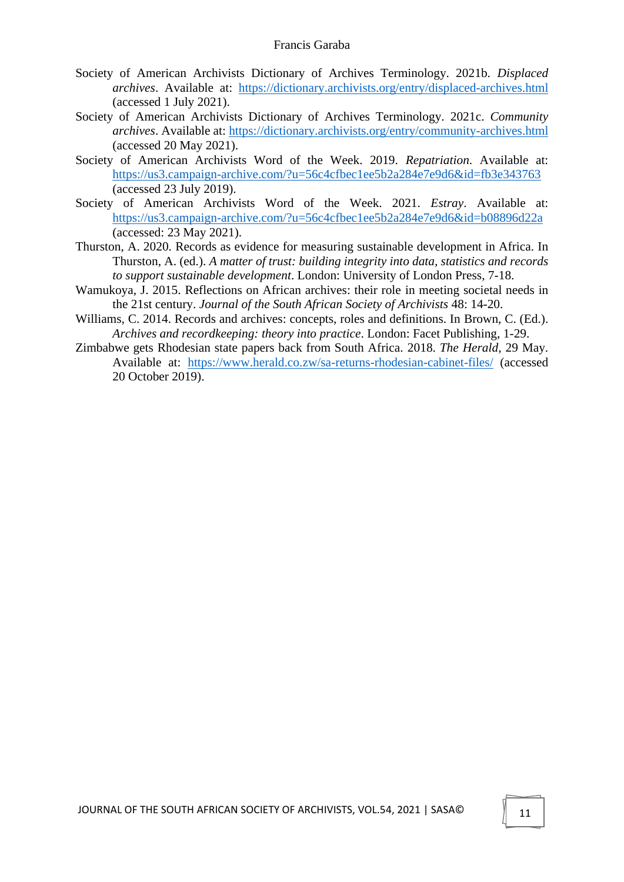Society of American Archivists Dictionary of Archives Terminology. 2021b. *Displaced archives*. Available at: https://dictionary.archivists.org/entry/displaced-archives.html (accessed 1 July 2021).

Society of American Archivists Dictionary of Archives Terminology. 2021c. *Community archives*. Available at: https://dictionary.archivists.org/entry/community-archives.html (accessed 20 May 2021).

Society of American Archivists Word of the Week. 2019. *Repatriation*. Available at: https://us3.campaign-archive.com/?u=56c4cfbec1ee5b2a284e7e9d6&id=fb3e343763 (accessed 23 July 2019).

Society of American Archivists Word of the Week. 2021. *Estray*. Available at: https://us3.campaign-archive.com/?u=56c4cfbec1ee5b2a284e7e9d6&id=b08896d22a (accessed: 23 May 2021).

Thurston, A. 2020. Records as evidence for measuring sustainable development in Africa. In Thurston, A. (ed.). *A matter of trust: building integrity into data, statistics and records to support sustainable development*. London: University of London Press, 7-18.

Wamukoya, J. 2015. Reflections on African archives: their role in meeting societal needs in the 21st century. *Journal of the South African Society of Archivists* 48: 14-20.

Williams, C. 2014. Records and archives: concepts, roles and definitions. In Brown, C. (Ed.). *Archives and recordkeeping: theory into practice*. London: Facet Publishing, 1-29.

Zimbabwe gets Rhodesian state papers back from South Africa. 2018. *The Herald*, 29 May. Available at: https://www.herald.co.zw/sa-returns-rhodesian-cabinet-files/ (accessed 20 October 2019).